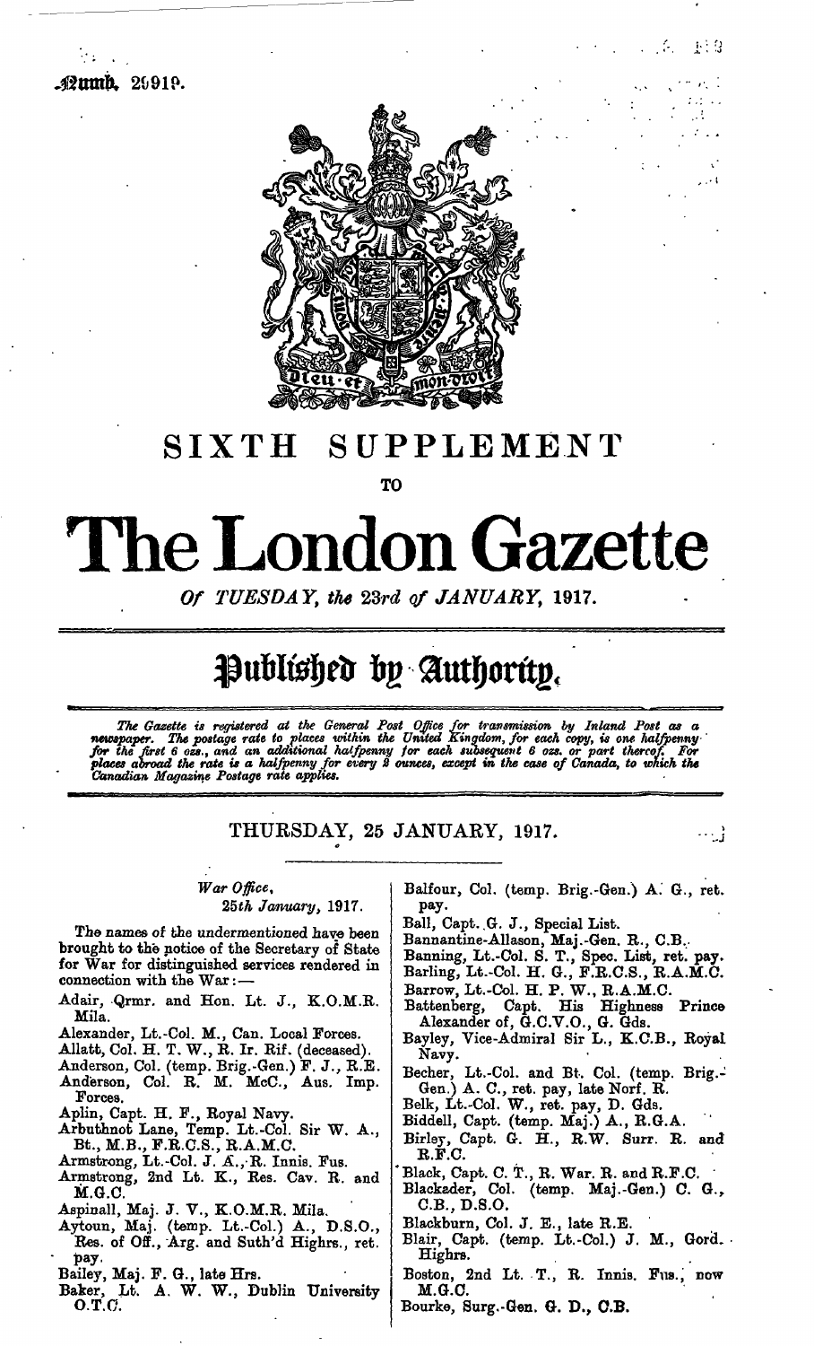Numb. 29919.

# SIXTH SUPPLEMENT

TO

# The London Gazette

*Of TUESDAY, the 23rd of JANUARY, 1917.*

## Published by Authority.

*The Gazette is registered at the General Post Office for transmission by Inland Post as a newspaper. The postage rate to places within the United Kingdom, for each copy, is one halfpenny for the first 6 ozs., and an additional halfpenny for each subsequent 6 ozs. or part thereof. For places abroad the rate is a halfpenny for every 2 ounces, except in the case of Canada, to which the Canadian Magazine Postage rate applies.*

### THURSDAY, 25 JANUARY, 1917.

*War Office,*
*25th January, 1917.*

The names of the undermentioned have been brought to the notice of the Secretary of State for War for distinguished services rendered in connection with the War:—

Adair, Qrmr. and Hon. Lt. J., K.O.M.R. Mila.
Alexander, Lt.-Col. M., Can. Local Forces.
Allatt, Col. H. T. W., R. Ir. Rif. (deceased).
Anderson, Col. (temp. Brig.-Gen.) F. J., R.E.
Anderson, Col. R. M. McC., Aus. Imp. Forces.
Aplin, Capt. H. F., Royal Navy.
Arbuthnot Lane, Temp. Lt.-Col. Sir W. A., Bt., M.B., F.R.C.S., R.A.M.C.
Armstrong, Lt.-Col. J. A., R. Innis. Fus.
Armstrong, 2nd Lt. K., Res. Cav. R. and M.G.C.
Aspinall, Maj. J. V., K.O.M.R. Mila.
Aytoun, Maj. (temp. Lt.-Col.) A., D.S.O., Res. of Off., Arg. and Suth'd Highrs., ret. pay.
Bailey, Maj. F. G., late Hrs.
Baker, Lt. A. W. W., Dublin University O.T.C.
Balfour, Col. (temp. Brig.-Gen.) A. G., ret. pay.
Ball, Capt. G. J., Special List.
Bannantine-Allason, Maj.-Gen. R., C.B.
Banning, Lt.-Col. S. T., Spec. List, ret. pay.
Barling, Lt.-Col. H. G., F.R.C.S., R.A.M.C.
Barrow, Lt.-Col. H. P. W., R.A.M.C.
Battenberg, Capt. His Highness Prince Alexander of, G.C.V.O., G. Gds.
Bayley, Vice-Admiral Sir L., K.C.B., Royal Navy.
Becher, Lt.-Col. and Bt. Col. (temp. Brig.-Gen.) A. C., ret. pay, late Norf. R.
Belk, Lt.-Col. W., ret. pay, D. Gds.
Biddell, Capt. (temp. Maj.) A., R.G.A.
Birley, Capt. G. H., R.W. Surr. R. and R.F.C.
Black, Capt. C. T., R. War. R. and R.F.C.
Blackader, Col. (temp. Maj.-Gen.) C. G., C.B., D.S.O.
Blackburn, Col. J. E., late R.E.
Blair, Capt. (temp. Lt.-Col.) J. M., Gord. Highrs.
Boston, 2nd Lt. T., R. Innis. Fus., now M.G.C.
Bourke, Surg.-Gen. G. D., C.B.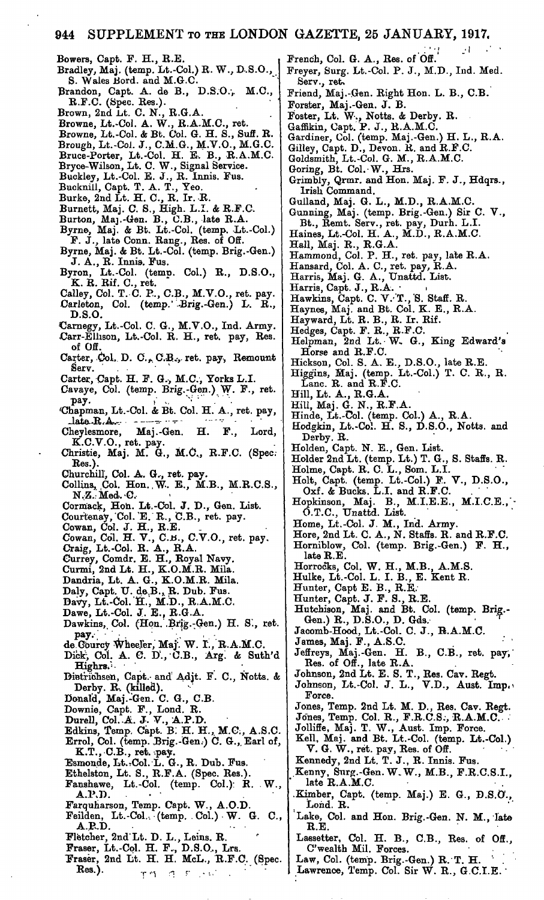Bowers, Capt. F. H., R.E.
Bradley, Maj. (temp. Lt.-Col.) R. W., D.S.O., S. Wales Bord. and M.G.C.
Brandon, Capt. A. de B., D.S.O., M.C., R.F.C. (Spec. Res.).
Brown, 2nd Lt. C. N., R.G.A.
Browne, Lt.-Col. A. W., R.A.M.C., ret.
Browne, Lt.-Col. & Bt. Col. G. H. S., Suff. R.
Brough, Lt.-Col. J., C.M.G., M.V.O., M.G.C.
Bruce-Porter, Lt.-Col. H. E. B., R.A.M.C.
Bryce-Wilson, Lt. C. W., Signal Service.
Buckley, Lt.-Col. E. J., R. Innis. Fus.
Bucknill, Capt. T. A. T., Yeo.
Burke, 2nd Lt. H. C., R. Ir. R.
Burnett, Maj. C. S., High. L.I. & R.F.C.
Burton, Maj.-Gen. B., C.B., late R.A.
Byrne, Maj. & Bt. Lt.-Col. (temp. Lt.-Col.) F. J., late Conn. Rang., Res. of Off.
Byrne, Maj. & Bt. Lt.-Col. (temp. Brig.-Gen.) J. A., R. Innis. Fus.
Byron, Lt.-Col. (temp. Col.) R., D.S.O., K. R. Rif. C., ret.
Calley, Col. T. C. P., C.B., M.V.O., ret. pay.
Carleton, Col. (temp. Brig.-Gen.) L. R., D.S.O.
Carnegy, Lt.-Col. C. G., M.V.O., Ind. Army.
Carr-Ellison, Lt.-Col. R. H., ret. pay, Res. of Off.
Carter, Col. D. C., C.B., ret. pay, Remount Serv.
Carter, Capt. H. F. G., M.C., Yorks L.I.
Cavaye, Col. (temp. Brig.-Gen.) W. F., ret. pay.
Chapman, Lt.-Col. & Bt. Col. H. A., ret. pay, late R.A.
Cheylesmore, Maj.-Gen. H. F., Lord, K.C.V.O., ret. pay.
Christie, Maj. M. G., M.C., R.F.C. (Spec. Res.).
Churchill, Col. A. G., ret. pay.
Collins, Col. Hon. W. E., M.B., M.R.C.S., N.Z. Med. C.
Cormack, Hon. Lt.-Col. J. D., Gen. List.
Courtenay, Col. E. R., C.B., ret. pay.
Cowan, Col. J. H., R.E.
Cowan, Col. H. V., C.B., C.V.O., ret. pay.
Craig, Lt.-Col. R. A., R.A.
Currey, Comdr. E. H., Royal Navy.
Curmi, 2nd Lt. H., K.O.M.R. Mila.
Dandria, Lt. A. G., K.O.M.R. Mila.
Daly, Capt. U. de B., R. Dub. Fus.
Davy, Lt.-Col. H., M.D., R.A.M.C.
Dawe, Lt.-Col. J. E., R.G.A.
Dawkins, Col. (Hon. Brig.-Gen.) H. S., ret. pay.
de Courcy Wheeler, Maj. W. I., R.A.M.C.
Dick, Col. A. C. D., C.B., Arg. & Suth'd Highrs.
Dietrichsen, Capt. and Adjt. F. C., Notts. & Derby. R. (killed).
Donald, Maj.-Gen. C. G., C.B.
Downie, Capt. F., Lond. R.
Durell, Col. A. J. V., A.P.D.
Edkins, Temp. Capt. B. H. H., M.C., A.S.C.
Errol, Col. (temp. Brig.-Gen.) C. G., Earl of, K.T., C.B., ret. pay.
Esmonde, Lt.-Col. L. G., R. Dub. Fus.
Ethelston, Lt. S., R.F.A. (Spec. Res.).
Fanshawe, Lt.-Col. (temp. Col.) R. W., A.P.D.
Farquharson, Temp. Capt. W., A.O.D.
Feilden, Lt.-Col. (temp. Col.) W. G. C., A.P.D.
Fletcher, 2nd Lt. D. L., Leins. R.
Fraser, Lt.-Col. H. F., D.S.O., Lrs.
Fraser, 2nd Lt. H. H. McL., R.F.C. (Spec. Res.).
French, Col. G. A., Res. of Off.
Freyer, Surg. Lt.-Col. P. J., M.D., Ind. Med. Serv., ret.
Friend, Maj.-Gen. Right Hon. L. B., C.B.
Forster, Maj.-Gen. J. B.
Foster, Lt. W., Notts. & Derby. R.
Gaffikin, Capt. P. J., R.A.M.C.
Gardiner, Col. (temp. Maj.-Gen.) H. L., R.A.
Gilley, Capt. D., Devon. R. and R.F.C.
Goldsmith, Lt.-Col. G. M., R.A.M.C.
Goring, Bt. Col. W., Hrs.
Grimbly, Qrmr. and Hon. Maj. F. J., Hdqrs., Irish Command.
Gulland, Maj. G. L., M.D., R.A.M.C.
Gunning, Maj. (temp. Brig.-Gen.) Sir C. V., Bt., Remt. Serv., ret. pay, Durh. L.I.
Haines, Lt.-Col. H. A., M.D., R.A.M.C.
Hall, Maj. R., R.G.A.
Hammond, Col. P. H., ret. pay, late R.A.
Hansard, Col. A. C., ret. pay, R.A.
Harris, Maj. G. A., Unattd. List.
Harris, Capt. J., R.A.
Hawkins, Capt. C. V. T., S. Staff. R.
Haynes, Maj. and Bt. Col. K. E., R.A.
Hayward, Lt. R. B., R. Ir. Rif.
Hedges, Capt. F. R., R.F.C.
Helpman, 2nd Lt. W. G., King Edward's Horse and R.F.C.
Hickson, Col. S. A. E., D.S.O., late R.E.
Higgins, Maj. (temp. Lt.-Col.) T. C. R., R. Lanc. R. and R.F.C.
Hill, Lt. A., R.G.A.
Hill, Maj. G. N., R.F.A.
Hinde, Lt.-Col. (temp. Col.) A., R.A.
Hodgkin, Lt.-Col. H. S., D.S.O., Notts. and Derby. R.
Holden, Capt. N. E., Gen. List.
Holder 2nd Lt. (temp. Lt.) T. G., S. Staffs. R.
Holme, Capt. R. C. L., Som. L.I.
Holt, Capt. (temp. Lt.-Col.) F. V., D.S.O., Oxf. & Bucks. L.I. and R.F.C.
Hopkinson, Maj. B., M.I.E.E., M.I.C.E., O.T.C., Unattd. List.
Home, Lt.-Col. J. M., Ind. Army.
Hore, 2nd Lt. C. A., N. Staffs. R. and R.F.C.
Horniblow, Col. (temp. Brig.-Gen.) F. H., late R.E.
Horrocks, Col. W. H., M.B., A.M.S.
Hulke, Lt.-Col. L. I. B., E. Kent R.
Hunter, Capt E. B., R.E.
Hunter, Capt. J. F. S., R.E.
Hutchison, Maj. and Bt. Col. (temp. Brig.-Gen.) R., D.S.O., D. Gds.
Jacomb-Hood, Lt.-Col. C. J., R.A.M.C.
James, Maj. F., A.S.C.
Jeffreys, Maj.-Gen. H. B., C.B., ret. pay, Res. of Off., late R.A.
Johnson, 2nd Lt. E. S. T., Res. Cav. Regt.
Johnson, Lt.-Col. J. L., V.D., Aust. Imp. Force.
Jones, Temp. 2nd Lt. M. D., Res. Cav. Regt.
Jones, Temp. Col. R., F.R.C.S., R.A.M.C.
Jolliffe, Maj. T. W., Aust. Imp. Force.
Kell, Maj. and Bt. Lt.-Col. (temp. Lt.-Col.) V. G. W., ret. pay, Res. of Off.
Kennedy, 2nd Lt. T. J., R. Innis. Fus.
Kenny, Surg.-Gen. W. W., M.B., F.R.C.S.I., late R.A.M.C.
Kimber, Capt. (temp. Maj.) E. G., D.S.O., Lond. R.
Lake, Col. and Hon. Brig.-Gen. N. M., late R.E.
Lassetter, Col. H. B., C.B., Res. of Off., C'wealth Mil. Forces.
Law, Col. (temp. Brig.-Gen.) R. T. H.
Lawrence, Temp. Col. Sir W. R., G.C.I.E.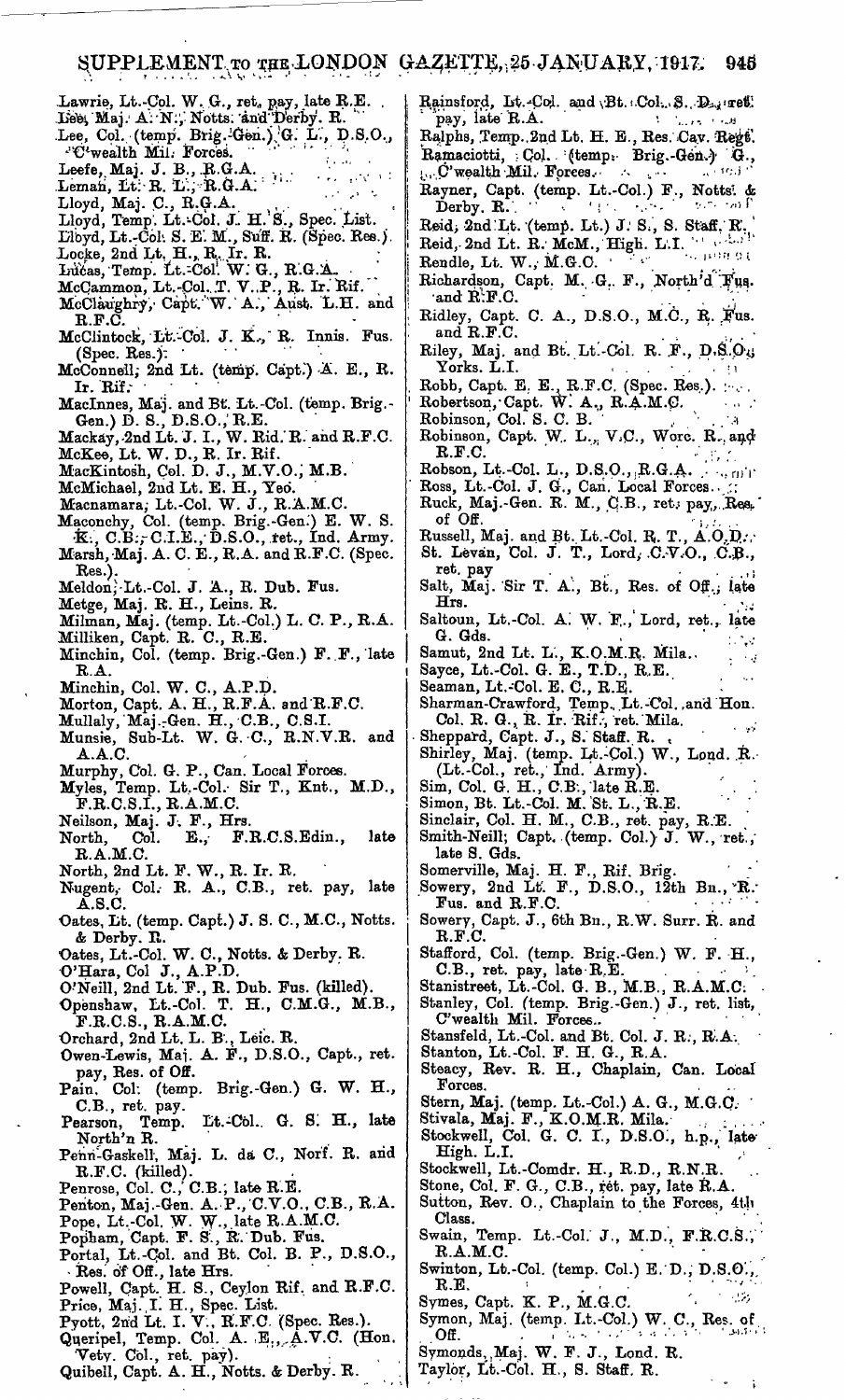Lawrie, Lt.-Col. W. G., ret. pay, late R.E.
Lees, Maj. A. N., Notts. and Derby. R.
Lee, Col. (temp. Brig.-Gen.) G. L., D.S.O., C'wealth Mil. Forces.
Leefe, Maj. J. B., R.G.A.
Leman, Lt. R. L., R.G.A.
Lloyd, Maj. C., R.G.A.
Lloyd, Temp. Lt.-Col. J. H. S., Spec. List.
Lloyd, Lt.-Col. S. E. M., Suff. R. (Spec. Res.).
Locke, 2nd Lt. H., R. Ir. R.
Lucas, Temp. Lt.-Col. W. G., R.G.A.
McCammon, Lt.-Col. T. V. P., R. Ir. Rif.
McClaughry, Capt. W. A., Aust. L.H. and R.F.C.
McClintock, Lt.-Col. J. K., R. Innis. Fus. (Spec. Res.).
McConnell, 2nd Lt. (temp. Capt.) A. E., R. Ir. Rif.
MacInnes, Maj. and Bt. Lt.-Col. (temp. Brig.-Gen.) D. S., D.S.O., R.E.
Mackay, 2nd Lt. J. I., W. Rid. R. and R.F.C.
McKee, Lt. W. D., R. Ir. Rif.
MacKintosh, Col. D. J., M.V.O., M.B.
McMichael, 2nd Lt. E. H., Yeo.
Macnamara, Lt.-Col. W. J., R.A.M.C.
Maconchy, Col. (temp. Brig.-Gen.) E. W. S. K., C.B., C.I.E., D.S.O., ret., Ind. Army.
Marsh, Maj. A. C. E., R.A. and R.F.C. (Spec. Res.).
Meldon, Lt.-Col. J. A., R. Dub. Fus.
Metge, Maj. R. H., Leins. R.
Milman, Maj. (temp. Lt.-Col.) L. C. P., R.A.
Milliken, Capt. R. C., R.E.
Minchin, Col. (temp. Brig.-Gen.) F. F., late R.A.
Minchin, Col. W. C., A.P.D.
Morton, Capt. A. H., R.F.A. and R.F.C.
Mullaly, Maj.-Gen. H., C.B., C.S.I.
Munsie, Sub-Lt. W. G. C., R.N.V.R. and A.A.C.
Murphy, Col. G. P., Can. Local Forces.
Myles, Temp. Lt.-Col. Sir T., Knt., M.D., F.R.C.S.I., R.A.M.C.
Neilson, Maj. J. F., Hrs.
North, Col. E., F.R.C.S.Edin., late R.A.M.C.
North, 2nd Lt. F. W., R. Ir. R.
Nugent, Col. R. A., C.B., ret. pay, late A.S.C.
Oates, Lt. (temp. Capt.) J. S. C., M.C., Notts. & Derby. R.
Oates, Lt.-Col. W. C., Notts. & Derby. R.
O'Hara, Col J., A.P.D.
O'Neill, 2nd Lt. F., R. Dub. Fus. (killed).
Openshaw, Lt.-Col. T. H., C.M.G., M.B., F.R.C.S., R.A.M.C.
Orchard, 2nd Lt. L. B., Leic. R.
Owen-Lewis, Maj. A. F., D.S.O., Capt., ret. pay, Res. of Off.
Pain, Col. (temp. Brig.-Gen.) G. W. H., C.B., ret. pay.
Pearson, Temp. Lt.-Col. G. S. H., late North'n R.
Penn-Gaskell, Maj. L. da C., Norf. R. and R.F.C. (killed).
Penrose, Col. C., C.B., late R.E.
Penton, Maj.-Gen. A. P., C.V.O., C.B., R.A.
Pope, Lt.-Col. W. W., late R.A.M.C.
Popham, Capt. F. S., R. Dub. Fus.
Portal, Lt.-Col. and Bt. Col. B. P., D.S.O., Res. of Off., late Hrs.
Powell, Capt. H. S., Ceylon Rif. and R.F.C.
Price, Maj. I. H., Spec. List.
Pyott, 2nd Lt. I. V., R.F.C. (Spec. Res.).
Queripel, Temp. Col. A. E., A.V.C. (Hon. Vety. Col., ret. pay).
Quibell, Capt. A. H., Notts. & Derby. R.
Rainsford, Lt.-Col. and Bt. Col. S. D., ret. pay, late R.A.
Ralphs, Temp. 2nd Lt. H. E., Res. Cav. Regt.
Ramaciotti, Col. (temp. Brig.-Gen.) G., C'wealth Mil. Forces.
Rayner, Capt. (temp. Lt.-Col.) F., Notts. & Derby. R.
Reid, 2nd Lt. (temp. Lt.) J. S., S. Staff. R.
Reid, 2nd Lt. R. McM., High. L.I.
Rendle, Lt. W., M.G.C.
Richardson, Capt. M. G. F., North'd Fus. and R.F.C.
Ridley, Capt. C. A., D.S.O., M.C., R. Fus. and R.F.C.
Riley, Maj. and Bt. Lt.-Col. R. F., D.S.O., Yorks. L.I.
Robb, Capt. E. E., R.F.C. (Spec. Res.).
Robertson, Capt. W. A., R.A.M.C.
Robinson, Col. S. C. B.
Robinson, Capt. W. L., V.C., Worc. R., and R.F.C.
Robson, Lt.-Col. L., D.S.O., R.G.A.
Ross, Lt.-Col. J. G., Can. Local Forces.
Ruck, Maj.-Gen. R. M., C.B., ret. pay, Res. of Off.
Russell, Maj. and Bt. Lt.-Col. R. T., A.O.D.
St. Levan, Col. J. T., Lord, C.V.O., C.B., ret. pay
Salt, Maj. Sir T. A., Bt., Res. of Off., late Hrs.
Saltoun, Lt.-Col. A. W. F., Lord, ret., late G. Gds.
Samut, 2nd Lt. L., K.O.M.R. Mila.
Sayce, Lt.-Col. G. E., T.D., R.E.
Seaman, Lt.-Col. E. C., R.E.
Sharman-Crawford, Temp. Lt.-Col. and Hon. Col. R. G., R. Ir. Rif., ret. Mila.
Sheppard, Capt. J., S. Staff. R.
Shirley, Maj. (temp. Lt.-Col.) W., Lond. R. (Lt.-Col., ret., Ind. Army).
Sim, Col. G. H., C.B., late R.E.
Simon, Bt. Lt.-Col. M. St. L., R.E.
Sinclair, Col. H. M., C.B., ret. pay, R.E.
Smith-Neill, Capt. (temp. Col.) J. W., ret., late S. Gds.
Somerville, Maj. H. F., Rif. Brig.
Sowery, 2nd Lt. F., D.S.O., 12th Bn., R. Fus. and R.F.C.
Sowery, Capt. J., 6th Bn., R.W. Surr. R. and R.F.C.
Stafford, Col. (temp. Brig.-Gen.) W. F. H., C.B., ret. pay, late R.E.
Stanistreet, Lt.-Col. G. B., M.B., R.A.M.C.
Stanley, Col. (temp. Brig.-Gen.) J., ret. list, C'wealth Mil. Forces.
Stansfeld, Lt.-Col. and Bt. Col. J. R., R.A.
Stanton, Lt.-Col. F. H. G., R.A.
Steacy, Rev. R. H., Chaplain, Can. Local Forces.
Stern, Maj. (temp. Lt.-Col.) A. G., M.G.C.
Stivala, Maj. F., K.O.M.R. Mila.
Stockwell, Col. G. C. I., D.S.O., h.p., late High. L.I.
Stockwell, Lt.-Comdr. H., R.D., R.N.R.
Stone, Col. F. G., C.B., ret. pay, late R.A.
Sutton, Rev. O., Chaplain to the Forces, 4th Class.
Swain, Temp. Lt.-Col. J., M.D., F.R.C.S., R.A.M.C.
Swinton, Lt.-Col. (temp. Col.) E. D., D.S.O., R.E.
Symes, Capt. K. P., M.G.C.
Symon, Maj. (temp. Lt.-Col.) W. C., Res. of Off.
Symonds, Maj. W. F. J., Lond. R.
Taylor, Lt.-Col. H., S. Staff. R.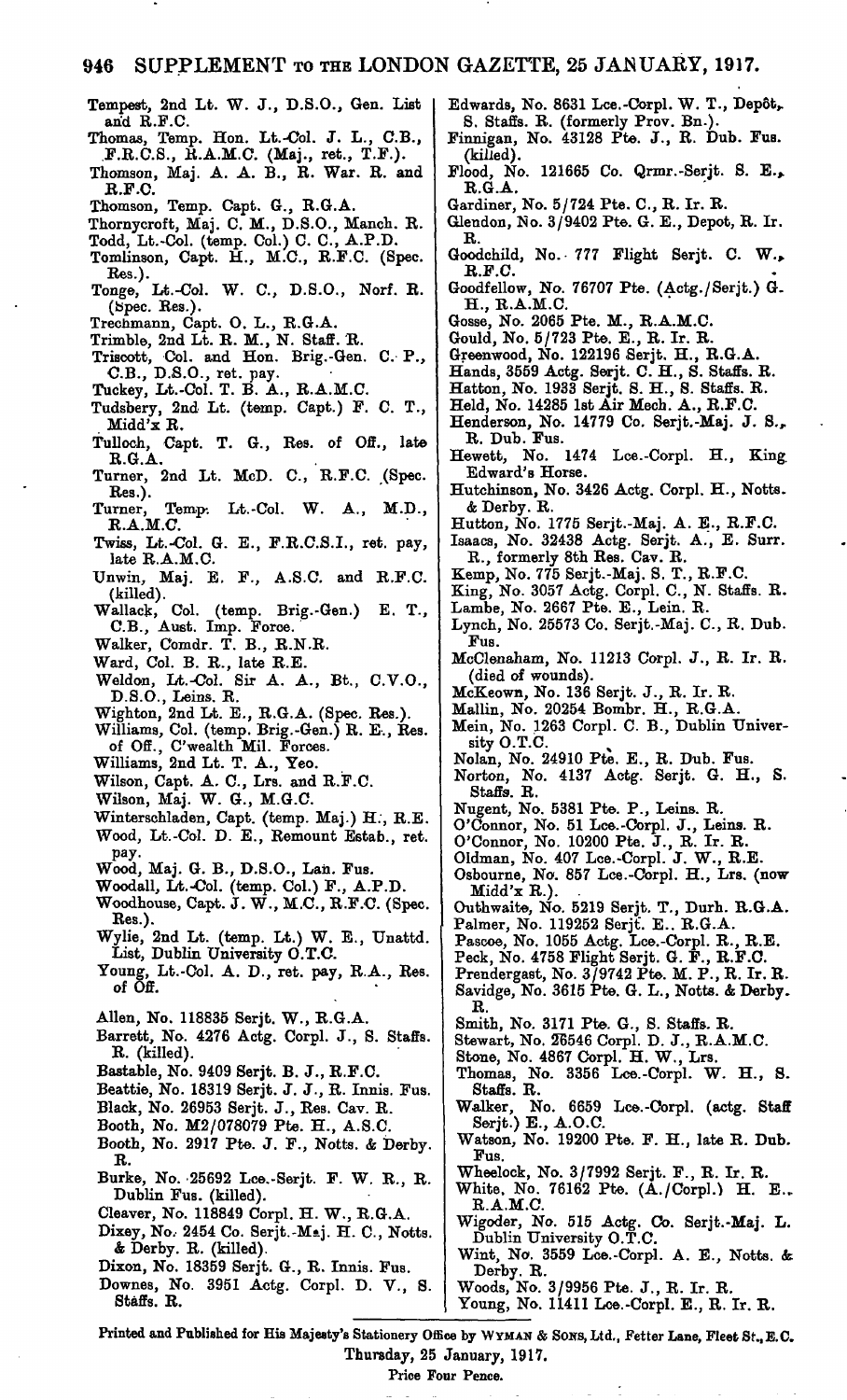Tempest, 2nd Lt. W. J., D.S.O., Gen. List and R.F.C.
Thomas, Temp. Hon. Lt.-Col. J. L., C.B., F.R.C.S., R.A.M.C. (Maj., ret., T.F.).
Thomson, Maj. A. A. B., R. War. R. and R.F.C.
Thomson, Temp. Capt. G., R.G.A.
Thornycroft, Maj. C. M., D.S.O., Manch. R.
Todd, Lt.-Col. (temp. Col.) C. C., A.P.D.
Tomlinson, Capt. H., M.C., R.F.C. (Spec. Res.).
Tonge, Lt.-Col. W. C., D.S.O., Norf. R. (Spec. Res.).
Trechmann, Capt. O. L., R.G.A.
Trimble, 2nd Lt. R. M., N. Staff. R.
Triscott, Col. and Hon. Brig.-Gen. C. P., C.B., D.S.O., ret. pay.
Tuckey, Lt.-Col. T. B. A., R.A.M.C.
Tudsbery, 2nd Lt. (temp. Capt.) F. C. T., Midd'x R.
Tulloch, Capt. T. G., Res. of Off., late R.G.A.
Turner, 2nd Lt. McD. C., R.F.C. (Spec. Res.).
Turner, Temp. Lt.-Col. W. A., M.D., R.A.M.C.
Twiss, Lt.-Col. G. E., F.R.C.S.I., ret. pay, late R.A.M.C.
Unwin, Maj. E. F., A.S.C. and R.F.C. (killed).
Wallack, Col. (temp. Brig.-Gen.) E. T., C.B., Aust. Imp. Force.
Walker, Comdr. T. B., R.N.R.
Ward, Col. B. R., late R.E.
Weldon, Lt.-Col. Sir A. A., Bt., C.V.O., D.S.O., Leins. R.
Wighton, 2nd Lt. E., R.G.A. (Spec. Res.).
Williams, Col. (temp. Brig.-Gen.) R. E., Res. of Off., C'wealth Mil. Forces.
Williams, 2nd Lt. T. A., Yeo.
Wilson, Capt. A. C., Lrs. and R.F.C.
Wilson, Maj. W. G., M.G.C.
Winterschladen, Capt. (temp. Maj.) H., R.E.
Wood, Lt.-Col. D. E., Remount Estab., ret. pay.
Wood, Maj. G. B., D.S.O., Lan. Fus.
Woodall, Lt.-Col. (temp. Col.) F., A.P.D.
Woodhouse, Capt. J. W., M.C., R.F.C. (Spec. Res.).
Wylie, 2nd Lt. (temp. Lt.) W. E., Unattd. List, Dublin University O.T.C.
Young, Lt.-Col. A. D., ret. pay, R.A., Res. of Off.

Allen, No. 118835 Serjt. W., R.G.A.
Barrett, No. 4276 Actg. Corpl. J., S. Staffs. R. (killed).
Bastable, No. 9409 Serjt. B. J., R.F.C.
Beattie, No. 18319 Serjt. J. J., R. Innis. Fus.
Black, No. 26953 Serjt. J., Res. Cav. R.
Booth, No. M2/078079 Pte. H., A.S.C.
Booth, No. 2917 Pte. J. F., Notts. & Derby. R.
Burke, No. 25692 Lce.-Serjt. F. W. R., R. Dublin Fus. (killed).
Cleaver, No. 118849 Corpl. H. W., R.G.A.
Dixey, No. 2454 Co. Serjt.-Maj. H. C., Notts. & Derby. R. (killed).
Dixon, No. 18359 Serjt. G., R. Innis. Fus.
Downes, No. 3951 Actg. Corpl. D. V., S. Staffs. R.
Edwards, No. 8631 Lce.-Corpl. W. T., Depôt, S. Staffs. R. (formerly Prov. Bn.).
Finnigan, No. 43128 Pte. J., R. Dub. Fus. (killed).
Flood, No. 121665 Co. Qrmr.-Serjt. S. E., R.G.A.
Gardiner, No. 5/724 Pte. C., R. Ir. R.
Glendon, No. 3/9402 Pte. G. E., Depot, R. Ir. R.
Goodchild, No. 777 Flight Serjt. C. W., R.F.C.
Goodfellow, No. 76707 Pte. (Actg./Serjt.) G. H., R.A.M.C.
Gosse, No. 2065 Pte. M., R.A.M.C.
Gould, No. 5/723 Pte. E., R. Ir. R.
Greenwood, No. 122196 Serjt. H., R.G.A.
Hands, 3559 Actg. Serjt. C. H., S. Staffs. R.
Hatton, No. 1933 Serjt. S. H., S. Staffs. R.
Held, No. 14285 1st Air Mech. A., R.F.C.
Henderson, No. 14779 Co. Serjt.-Maj. J. S., R. Dub. Fus.
Hewett, No. 1474 Lce.-Corpl. H., King Edward's Horse.
Hutchinson, No. 3426 Actg. Corpl. H., Notts. & Derby. R.
Hutton, No. 1775 Serjt.-Maj. A. E., R.F.C.
Isaacs, No. 32438 Actg. Serjt. A., E. Surr. R., formerly 8th Res. Cav. R.
Kemp, No. 775 Serjt.-Maj. S. T., R.F.C.
King, No. 3057 Actg. Corpl. C., N. Staffs. R.
Lambe, No. 2667 Pte. E., Lein. R.
Lynch, No. 25573 Co. Serjt.-Maj. C., R. Dub. Fus.
McClenaham, No. 11213 Corpl. J., R. Ir. R. (died of wounds).
McKeown, No. 136 Serjt. J., R. Ir. R.
Mallin, No. 20254 Bombr. H., R.G.A.
Mein, No. 1263 Corpl. C. B., Dublin University O.T.C.
Nolan, No. 24910 Pte. E., R. Dub. Fus.
Norton, No. 4137 Actg. Serjt. G. H., S. Staffs. R.
Nugent, No. 5381 Pte. P., Leins. R.
O'Connor, No. 51 Lce.-Corpl. J., Leins. R.
O'Connor, No. 10200 Pte. J., R. Ir. R.
Oldman, No. 407 Lce.-Corpl. J. W., R.E.
Osbourne, No. 857 Lce.-Corpl. H., Lrs. (now Midd'x R.).
Outhwaite, No. 5219 Serjt. T., Durh. R.G.A.
Palmer, No. 119252 Serjt. E., R.G.A.
Pascoe, No. 1055 Actg. Lce.-Corpl. R., R.E.
Peck, No. 4758 Flight Serjt. G. F., R.F.C.
Prendergast, No. 3/9742 Pte. M. P., R. Ir. R.
Savidge, No. 3615 Pte. G. L., Notts. & Derby. R.
Smith, No. 3171 Pte. G., S. Staffs. R.
Stewart, No. 26546 Corpl. D. J., R.A.M.C.
Stone, No. 4867 Corpl. H. W., Lrs.
Thomas, No. 3356 Lce.-Corpl. W. H., S. Staffs. R.
Walker, No. 6659 Lce.-Corpl. (actg. Staff Serjt.) E., A.O.C.
Watson, No. 19200 Pte. F. H., late R. Dub. Fus.
Wheelock, No. 3/7992 Serjt. F., R. Ir. R.
White, No. 76162 Pte. (A./Corpl.) H. E., R.A.M.C.
Wigoder, No. 515 Actg. Co. Serjt.-Maj. L. Dublin University O.T.C.
Wint, No. 3559 Lce.-Corpl. A. E., Notts. & Derby. R.
Woods, No. 3/9956 Pte. J., R. Ir. R.
Young, No. 11411 Lce.-Corpl. E., R. Ir. R.

Printed and Published for His Majesty's Stationery Office by WYMAN & SONS, Ltd., Fetter Lane, Fleet St., E.C.
Thursday, 25 January, 1917.
Price Four Pence.